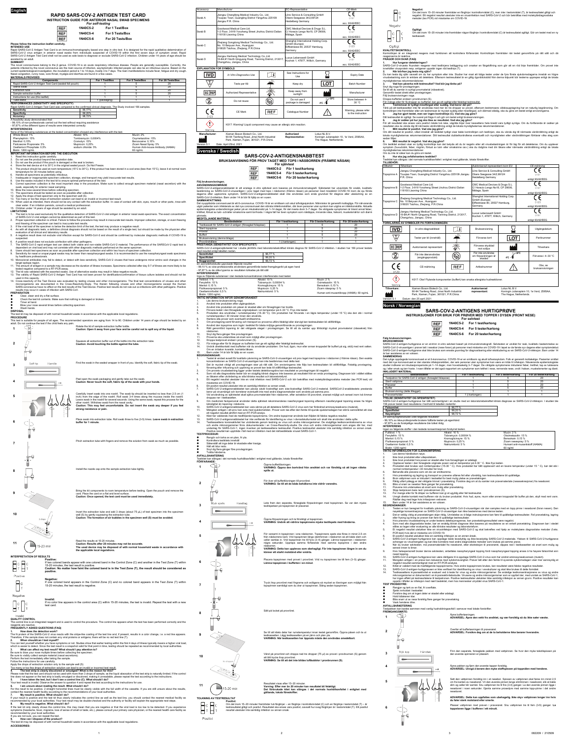**English**

# RAPID SARS-COV-2 ANTIGEN TEST CARD

**INSTRUCTION GUIDE FOR ANTERIOR NASAL SWAB SPECIMENS**

***For self-testing***

| | | |
|---|---|---|
| REF | 1N40C5-2 | For 1 Test/Box |
| REF | 1N40C5-4 | For 5 Tests/Box |
| REF | 1N40C5-6 | For 20 Tests/Box |

**Please follow the instruction leaflet carefully.**

**INTENDED USE**

Rapid SARS-CoV-2 Antigen Test Card is an immunochromatography based one step in vitro test. It is designed for the rapid qualitative determination of SARS-CoV-2 virus antigen in anterior nasal swabs from individuals suspected of COVID-19 within the first seven days of symptom onset. Rapid SARS-CoV-2 Antigen Test Card shall not be used as sole basis to diagnose or exclude SARS-CoV-2 infection. Children under 14 years of age should be assisted by an adult.

**SUMMARY**

The novel coronaviruses belong to the β genus. COVID-19 is an acute respiratory infectious disease. People are generally susceptible. Currently, the patients infected by the novel coronavirus are the main source of infection; asymptomatic infected people can also be an infectious source. Based on the current epidemiological investigation, the incubation period is 1 to 14 days, mostly 3 to 7 days. The main manifestations include fever, fatigue and dry cough. Nasal congestion, runny nose, sore throat, myalgia and diarrhea are found in a few cases.

**MATERIALS PROVIDED**

| Components | For 1 Test/Box | For 5 Tests/Box | For 20 Tests/Box |
|---|---|---|---|
| Rapid SARS-CoV-2 Antigen Test Card (sealed foil pouch) | 1 | 5 | 20 |
| Sterile swab | 1 | 5 | 20 |
| Extraction tube | 1 | 5 | 20 |
| Sample extraction buffer | 1 | 5 | 20 |
| Instructions for use (this leaflet) | 1 | 1 | 1 |
| Tube rack | 1 (packaging) | 1 | 1 |

**PERFORMANCES (SENSITIVITY AND SPECIFICITY)**

Rapid SARS-CoV-2 Antigen Test Card was compared to the confirmed clinical diagnosis. The Study involved 156 samples.

| | |
|---|---|
| Sensitivity | 96.77% |
| Specificity | 99.20% |
| Accuracy | 98.72% |

A feasibility study demonstrated that:
- 99.10% of non-professionals carried out the test without requiring assistance
- 97.87% of the different types of results were interpreted correctly

**INTERFERENCES**

None of the following substances at the tested concentration showed any interference with the test.

| | | |
|---|---|---|
| Whole Blood: 1% | Alkalol: 10% | Mucin: 2% |
| Phenylephrine: 15% | Tobramycin: 0.0004% | Oxymetazoline: 15% |
| Menthol: 0.15% | Cromolyn: 15% | Benzocaine: 0.15% |
| Fluticasone Propionate: 5% | Mupirocin: 0.25% | Zicam Nasal Spray: 5% |
| Oseltamivir Phosphate: 0.5% | sodium chloride: 5% | Human Anti-mouse Antibody (HAMA): 60 ng/mL |
| Biotin: 1200 ng/mL | | |

**IMPORTANT INFORMATION BEFORE THE EXECUTION**

1. Read this instruction guide carefully.
2. Do not use the product beyond the expiration date.
3. Do not use the product if the pouch is damaged or the seal is broken.
4. Store the test device at 4 to 30°C in the original sealed pouch. Do Not Freeze.
5. The product should be used at room temperature (15°C to 30°C). If the product has been stored in a cool area (less than 15°C), leave it at normal room temperature for 30 minutes before using.
6. Handle all specimens as potentially infectious.
7. Inadequate or inappropriate specimen collection, storage, and transport may yield inaccurate test results.
8. Use the swabs included in the test kit to ensure optimal performance of the test.
9. Correct specimen collection is the most important step in the procedure. Make sure to collect enough specimen material (nasal secretion) with the swab, especially for anterior nasal sampling.
10. Blow the nose several times before collecting specimen.
11. The specimens should be tested as soon as possible after the collection.
12. Apply the drops of test specimen only to the specimen well (S).
13. Too many or too few drops of extraction solution can lead to an invalid or incorrect test result.
14. When used as intended, there should not be any contact with the extraction buffer. In case of contact with skin, eyes, mouth or other parts, rinse with clean water. If an irritation persists, consult a medical practitioner.
15. Children under 14 years of age should be assisted by an adult.

**LIMITATIONS**

1. The test is to be used exclusively for the qualitative detection of SARS-CoV-2 viral antigen in anterior nasal swab specimens. The exact concentration of SARS-CoV-2 viral antigen cannot be determined as part of the test.
2. Proper specimen collection is critical. Failure to follow the procedure may result in inaccurate test results. Improper collection, storage, or even freezing and thawing of the specimen can lead to inaccurate test results.
3. If the viral load of the specimen is below the detection limit of the test, the test may produce a negative result.
4. As with all diagnostic tests, a definitive clinical diagnosis should not be based on the result of a single test, but should be made by the physician after evaluation of all clinical and laboratory results.
5. A negative result does not exclude viral infection with SARS-CoV-2 and should be confirmed by molecular diagnostic methods if COVID-19 is suspected.
6. A positive result does not exclude coinfection with other pathogens.
7. The SARS-CoV-2 rapid antigen test can detect both viable and non-viable SARS-CoV-2 material. The performance of the SARSCoV-2 rapid test is dependent on viral load and may not correlate with other diagnostic methods performed on the same specimen.
8. Users should test specimens as soon as possible after specimen collection and within two hours of specimen collection.
9. Sensitivity for nasal or oropharyngeal swabs may be lower than nasopharyngeal swabs. It is recommended to use the nasopharyngeal swab specimens by healthcare professionals.
10. Monoclonal antibodies may fail to detect, or detect with less sensitivity, SARS-CoV-2 viruses that have undergone minor amino acid changes in the target epitope region.
11. The amount of antigen in a sample may decrease as the duration of illness increases. Specimens collected after day 5-7 of illness are more likely to be tested negative compared to a RT-PCR assay.
12. The kit was validated with the assorted swabs. Use of alternative swabs may result in false negative results.
13. The validity of Rapid SARS-CoV-2 Antigen Test Card has not been proven for identification/confirmation of tissue culture isolates and should not be used in this capacity.
14. Cross-reactivity of the Test Device was evaluated by testing viruses and other microorganisms. The final test concentrations of viruses and other microorganisms are documented in the Cross-Reactivity-Study. The therein following viruses and other microorganisms except the Human SARS-coronavirus have no effect on the test results of the Test Device. Positive test results do not rule out co-infections with other pathogens. Positive results may occur in cases of infection with SARS-CoV.

**PREPARATION**

- Clean, dean and dry a flat surface.
- Check the test kit contents. Make sure that nothing is damaged or broken.
- Timer at hand.
- Blow your nose several times before collecting specimen.
- Wash hands.

**DISPOSAL**

The test kit may be disposed of with normal household waste in accordance with the applicable local regulations.

**PROCEDURE**

The test is suitable for people of all ages. The recommended operators are aging from 14 to 90. Children under 14 years of age should be tested by an adult. Do not continue the test if the child feels any pain.

1. Rotate the lid of sample extraction buffer bottle. **Caution: Open it away from your face and be careful not to spill any of the liquid.**
2. Squeeze all extraction buffer out of the bottle into the extraction tube. **Caution: Avoid touching the bottle against the tube.**
3. (Soft tip / Handle) Find the swab in the sealed wrapper in front of you. Identify the soft, fabric tip of the swab.
4. Peel open the swab packaging and gently take out the swab. **Caution: Never touch the soft, fabric tip of the swab with your hands.**
5. Carefully insert swab into one nostril. The swab tip should be inserted no less than 2.5 cm (1 inch) from the edge of the nostril. Roll swab 3-4 times along the mucosa inside the nostril. Leave swab in the nostril for several seconds. Using the same swab, repeat this process for the other nostril. Withdraw swab from the nasal cavity. **Caution: This may feel uncomfortable. Do not insert the swab any deeper if you feel strong resistance or pain.**
6. Place swab into extraction tube. Roll swab three to five (3-5) times. **Leave swab in extraction buffer for 1 minute.**
7. Pinch extraction tube with fingers and remove the solution from swab as much as possible.
8. Install the nozzle cap onto the sample extraction tube tightly.
9. Bring the kit components to room temperature before testing. Open the pouch and remove the card. Place the card on a flat and level surface. **Caution: Once opened, the test card must be used immediately.**
10. (3 drops) Invert the extraction tube and add 3 drops (about 75 µL) of test specimen into the specimen well (S) by gently squeezing the extraction tube. **Caution: The formation of air bubbles in the specimen well (S) must be avoided.**
11. (15-20 min) Read the results at 15-20 minutes. **Caution: Results after 20 minutes may not be accurate. The used device may be disposed of with normal household waste in accordance with the applicable local regulations.**

**INTERPRETATION OF RESULTS**

**Positive:** If two colored bands appear with one colored band in the Control Zone (C) and another in the Test Zone (T) within 15-20 minutes, the test result is positive. **Caution: No matter how faint the colored band is in the Test Zone (T), the result should be considered as positive.**

**Negative:** If one colored band appears in the Control Zone (C) and no colored band appears in the Test Zone (T) within 15-20 minutes, the test result is negative.

**Invalid:** If no color line appears in the control area (C) within 15-20 minutes, the test is invalid. Repeat the test with a new test card.

**QUALITY CONTROL**

The control line is an integrated reagent and is used to control the procedure. The control line appears when the test has been performed correctly and the reagents are reactive.

**FREQUENTLY ASKED QUESTIONS (FAQ)**

**1. How does the detection work?**
The N protein of the SARS-CoV-2 virus reacts with the stripe-like coating of the test line and, if present, results in a color change, i.e. a red line appears. Therefore, if the sample does not contain any viral proteins or antigens, there will be no red test line (T).

**2. When should/can I test myself?**
You can test yourself whether you have symptoms or not. Studies show that earlier testing within the first 4 days of illness means a higher viral load, which is easier to detect. Since the test result is a snapshot valid for that point in time, testing should be repeated as recommended by local authorities.

**3. What can affect my test result? What should I pay attention to?**
Be sure to blow your nose multiple times before collecting the specimen.
Be sure to visibly collect sample material (nasal secretions).
Perform the test immediately after taking the sample.
Follow the instructions for use carefully.
Apply the drops of extraction solution only to the sample well (S).
Too many or too few drops of extraction solution can lead to an invalid or incorrect test result.

**4. The test strip is clearly discolored or smudged? What is the reason for this?**
Please note that the test card cannot be used with more than 3 drops of sample, as the liquid absorption of the test strip is naturally limited. If the control line does not appear or the test strip is badly smudged or discolored, making it unreadable, please repeat the test according to the instructions.

**5. I have taken the test, but I don't see a control line (C). What should I do?**
Your test result is invalid. Observe the answer to question 4 and repeat the test according to the instructions for use.

**6. I am unsure about reading the result. What should I do?**
For the result to be positive, 2 straight horizontal lines must be clearly visible with the full width of the cassette. If you are still unsure about the results, contact the nearest health facility according to the recommendations of your local authorities.

**7. My result is positive. What should I do?**
If your result is positive and the test thus clearly indicates the control line as well as the test line, you should contact the relevant medical facility as recommended by your local authorities. Your test result may be double-checked and the authority or facility will explain the appropriate next steps.

**8. My result is negative. What should I do?**
If the test strip only clearly shows the control line, this may mean that you are negative or that the viral load is too low to be detected. If you experience symptoms (headache, fever, migraine, loss of sense of smell or taste, etc.), please consult your primary care physician, or the relevant health care facility as recommended by local authorities.
If you are not sure, you can repeat the test.

**9. How can I dispose of the product?**
The test kit may be disposed of with normal household waste in accordance with the applicable local regulations.

**ACCESSORIES:**

| Accessory | Manufacturer | EC-Representative | CE-Mark |
|---|---|---|---|
| Swab A | Jiangsu Changfeng Medical Industry Co., Ltd. Touqiao Town, Guangling District Yangzhou 225109 Jiangsu P.R. China | Llins Service & Consulting GmbH Obere Seegasse 34/2,69124 Heidelberg Germany | CE 0197 acc. 93/42/EEC |
| Swab B | Goodwood Medical Care Ltd. 1-2 Floor, 3-919 Yongzheng Street Jinzhou District Dalian 116100 Liaoning China | CMC Medical Devices & Drugs S.L. C/ Horacio Lengo No18, CP 29006, Málaga, Spain | CE 0197 acc. 93/42/EEC |
| Swab C | Zhejiang Gongdong Medical Technology Co., Ltd. No. 10 Beiyuan Ave., Huangyan 318020 Taizhou, Zhejiang, P.R.China | Shanghai International Holding Corp. GmbH (Europe) Eiffestrasse 80, 20537 Hamburg, Germany | CE 0123 acc. 93/42/EEC |
| Swab D | Jiangsu Hanheng Medical Technology Co.,Ltd. 16-B4,#1 North Qingyang Road, Tianning District, 213017 Changzhou, Jiangsu, China | Luxus Lebenswelt GmbH Kochstr.1, 47877, Willich, Germany | CE 0197 acc. 93/42/EEC |

**EXPLANATION OF SYMBOLS**

| | | | | | |
|---|---|---|---|---|---|
| IVD | In Vitro Diagnostics Use | | See Instructions for Use | | Expiry Date |
| | Tests per Kit | | Keep dry | LOT | Batch Number |
| EC REP | Authorized Representative | | Keep away from sunlight | | Manufacturer |
| | Do not reuse | | Do not use if package is damaged | 4°C–30°C | Store between 4-30 °C |
| CE 0123 | CE Mark | REF | Catalogue Number | | Warning, please refer to the instruction |
| Warning | H317: Warning! Liquid component may cause an allergic skin reaction. | | | | |

**Manufacturer:** Xiamen Boson Biotech Co., Ltd. 90-94 Tianfeng Road, Jimei North Industrial Park, Xiamen, Fujian, 361021, P.R.China.
**Authorized Representative:** Lotus NL B.V. Koningin Julianaplein 10, 1e Verd, 2595AA, The Hague, Netherlands.

Version 5.1 Date: April 20rd, 2021

**Svenska / Swedish**

# SARS-COV-2-ANTIGENSNABBTEST

**BRUKSANVISNING FÖR PROV TAGET MED TOPS I NÄSBORREN (FRÄMRE NÄSAN)**

***För självtest***

| | | |
|---|---|---|
| REF | 1N40C5-2 | För 1 testkartong |
| REF | 1N40C5-4 | För 5 testkartong |
| REF | 1N40C5-6 | För 20 testkartong |

**Följ bruksanvisningen.**

**ANVÄNDNINGSOMRÅDE**

SARS-CoV-2-antigensnabbtestet är ett enstegs in vitro självtest som baseras på immunokromatografi. Självtestet har utvecklats för snabb, kvalitativ bestämning av SARS-CoV-2-virusantigen i prov taget med tops i näsborren (främre näsan) från personer som misstänks ha covid-19 inom de första sju dagarna efter symtomdebut. SARS-CoV-2-antigensnabbtestet skall inte användas som enda grundval för diagnos eller uteslutning av en SARS-CoV-2-infektion. Barn under 14 år bör få hjälp av en vuxen.

**SAMMANFATTNING**

Det nya coronaviruset tillhör β-släktet. Covid-19 är en smittsam och akut luftvägssjukdom. Människor är generellt mottagliga. För närvarande utgör patienter som infekterats av det nya coronaviruset den största infektionskällan, men även asymtomatiska personer kan vara smittsamma. Aktuella epidemiologiska undersökningar pekar på en inkubationstid på 1–14 dagar, för det mesta dock 3–7 dagar. De viktigaste symtomen är feber, trötthet och torrhosta. I några fall har även nästäppa, rinnsnuva, halsont, muskelsmärtor och diarré påvisats.

**MATERIAL SOM INGÅR**

| Beståndsdelar | För 1 testkartong | För 5 testkartong | För 20 testkartong |
|---|---|---|---|
| Testkassett för SARS-CoV-2-antigen (förseglad foliepåse) | 1 | 5 | 20 |
| Steril topspinne | 1 | 5 | 20 |
| Provrör | 1 | 5 | 20 |
| Buffert | 1 | 5 | 20 |
| Bruksanvisning (denna bilaga) | 1 | 1 | 1 |
| Provrörshållare | 1 (i kartongen) | 1 | 1 |

**PRESTANDA (SENSITIVITET OCH SPECIFICITET)**

SARS-CoV-2-antigensnabbtestet har i studie jämförts med laboratoriebekräftad klinisk diagnos för SARS-CoV-2 infektion. I studien har 156 prover testats med resultat enligt tabellen nedan.

| | |
|---|---|
| Sensitivitet | 96,77 % |
| Specificitet | 99,20 % |
| Noggrannhet | 98,72 % |

En användbarhetsstudie uppvisade följande resultat:
- 99,10 % av icke-professionella användare genomförde testet framgångsrikt på egen hand
- 97,87 % av de olika typerna av resultaten tolkades på rätt sätt

**INTERFERENSER**

Inga av följande substanser i den testade koncentrationen interfererade med testet.

| | | |
|---|---|---|
| Helblod: 1 % | Alkalol: 10 % | Mucin: 2 % |
| Fenylefrin: 15 % | Tobramycin: 0,00004 % | Oximetazolin: 15 % |
| Mentol: 0,15 % | Kromoglikatsyra: 15 % | Benzokain: 0,15 % |
| Flutikasonpropionat: 5 % | Mupirocin: 0,25 % | Zicam nässpray: 5 % |
| Oseltamivirfosfat: 0,5 % | Natriumklorid: 5 % | Human anti-musantikropp (HAMA): 60 ng/mL |
| Biotin: 1200 ng/mL | | |

**VIKTIG INFORMATION INFÖR GENOMFÖRANDET**

1. Läs denna bruksanvisning noga.
2. Använd inte produkten efter utgångsdatum.
3. Använd inte produkten om påsen är skadad eller om förseglingen har brutits.
4. Förvara testet i den förseglade originalpåsen i en temperatur på 4–30 °C. Frys inte testet.
5. Produkten ska användas i rumstemperatur (15–30 °C). Om produkten har förvarats i en lägre temperatur (under 15 °C) ska den stå i normal rumstemperatur i 30 minuter innan den används.
6. Hantera alla prover som eventuellt smittsamma.
7. Om provtagning samt förvaring och transport av proverna sker felaktigt kan testresultaten bli otillförlitliga.
8. Använd den topspinne som ingår i testkitet för bästa möjliga genomförande av provtagningen.
9. Rätt genomförd topsning är det viktigaste steget i provtagningen. Se till att du samlar upp tillräckligt mycket provmaterial (nässekret) från näsborren.
10. Snyt dig flera gånger före provtagningen.
11. Proverna ska undersökas så snart som möjligt efter provtagningen.
12. Droppa testprovet endast i provbrunnen (S).
13. För många eller för få droppar av buffert kan ge ett ogiltigt eller felaktigt testresultat.
14. Undvik direktkontakt med bufferten när du använder produkten. Om hud, ögon, mun eller annan kroppsdel får buffert på sig, skölj med rent vatten. Om en irritation kvarstår, kontakta läkare.
15. Barn under 14 år bör få hjälp av en vuxen.

**BEGRÄNSNINGAR:**

1. Testet är endast avsett för kvalitativ påvisning av SARS-CoV-2-virusantigen i prov taget med tops i näsborren (i främre näsan). Den exakta koncentrationen av SARS-CoV-2-virusantigen kan inte bestämmas med detta test.
2. Det är mycket viktigt att provtagningen sker på rätt sätt. Om anvisningarna inte följs kan testresultaten bli otillförlitliga. Felaktig provtagning, förvaring eller infrysning och upptining av provet kan leda till otillförlitliga testresultat.
3. Om provets virusbelastning ligger under testets detektionsgräns kan testet visa ett negativt resultat.
4. Som vid alla diagnostiska tester bör en slutgiltig klinisk diagnos inte baseras på resultatet från en enda provtagning. Diagnosen bör i stället ställas av läkare efter utvärdering av alla kliniska resultat och laboratorieförsök.
5. Ett negativt resultat utesluter inte en viral infektion med SARS-CoV-2 och bör bekräftas med molekylärdiagnostiska metoder (t.ex. PCR-test) vid misstanke om covid-19.
6. Ett positivt resultat utesluter inte en samtidig infektion av annan smitta.
7. SARS-CoV-2-antigensnabbtestet kan påvisa såväl livskraftigt som icke-livskraftigt SARS-CoV-2-material. SARSCoV-2-snabbtestets prestanda beror på virusmängd och korrelerar eventuellt inte med andra diagnosmetoder som används på samma prov.
8. Vid användning av självtestet skall själva provmaterialet från näsborren, efter extraktion till provröret, snarast möjligt och senast inom två timmar droppas ner i testkassetten.
9. Om medicinsk fackpersonal använder detta självtest rekommenderas nasofaryngeal topsning eftersom nasofaryngeal topsning har högre känslighet än topsning i näsborren.
10. SARS-CoV-2-antigensnabbtestet kan vara sämre på att detektera SARS-CoV-2 virus som har förändrad aminosyrasekvens (mutant).
11. Mängden antigen i ett prov kan avta med sjukdomstiden. Prover som tas efter den femte till sjunde sjukdomsdagen har större sannolikhet att visa ett negativt resultat jämfört med en RT-PCR-analys.
12. Kitet har validerats med de medföljande topspinnarna. Om andra topspinnar används kan följden bli falska negativa resultat.
13. SARS-CoV-2-antigensnabbtestet är inte verifierat för identifiering av virus i vävnadskultur och ska inte användas i detta syfte.
14. Testkassettens korsreaktivitet har utvärderats genom testning av virus och andra mikroorganismer. De slutgiltiga testkoncentrationerna av virus och andra mikroorganismer finns dokumenterade i en Cross-Reactivity-studie. De virus och andra mikroorganismer som anges där har, med undantag för SARS-CoV-1, ingen inverkan på testkassettens testresultat. Positiva testresultat utesluter inte samtidig infektion av andra patogener. Positiva resultat kan uppstå i fall med en infektion med det närbesläktade viruset SARS-CoV-1.

**TESTPROCEDUR:**

- Rengör och torka av en plan, fri yta.
- Kontrollera testkitets innehåll
- Säkerställ att inga delar är skadade eller trasiga.
- Håll ett tidur redo.
- Snyt dig flera gånger före provtagningen.
- Tvätta händerna.

**AVFALLSHANTERING**

Testkitet kan slängas i det normala hushållsavfallet i enlighet med gällande, lokala föreskrifter.

**FÖRFARANDE:**

1. Öppna bufferflaskan. **VARNING: Öppna den riktad från ansiktet och var försiktig så att ingen vätska spills ut.**
2. Pressa ut all buffertvätska till provröret. **VARNING: Se till att de båda behållarna inte vidrör varandra.**
3. (Mjuk spets / Handtag) Leta fram den separata, förseglade förpackningen med topspinnen. Se var den mjuka textilspetsen på topspinnen är placerad.
4. Öppna förpackningen och ta försiktigt ut topspinnen. **VARNING: Undvik att vidröra topspinnens mjuka textilspets med händerna.**
5. För varsamt in topspinnen i ena näsborren. Topspinnens spets ska föras in minst 2,5 cm från näsborrens kant. Vrid topspinnen mot slemhinnan i näsborren så att den roterar 3–4 gånger. Låt topspinnen vara kvar i näsborren några sekunder. Upprepa samma förfarande med samma topspinne i den andra näsborren. **VARNING: Detta kan upplevas som obehagligt. För inte topspinnen längre in om du känner ett starkt motstånd eller smärta.**
6. Placera topspinnen med provet i provröret. Vrid på topspinnen tre till fem (3–5) gånger. **Lämna topspinnen i bufferten i en minut.**
7. Tryck ihop provröret med fingrarna och avlägsna så mycket av lösningen som möjligt från topspinnen samtidigt som du drar ut topspinnen. Släng sedan topspinnen.
8. Sätt på locket på provröret.
9. Se till att kitets delar har rumstemperatur innan testet genomförs. Öppna påsen och ta ut testkassetten. Lägg testkassetten på en jämn och plan yta. **VARNING: När testkassetten har öppnats måste den användas omedelbart.**
10. Vänd på provröret och droppa ned tre droppar (75 µl) av provet i provbrunnen (S) genom att lätt trycka ihop provröret. **VARNING: Se till att det inte bildas luftbubblor i provbrunnen (S).**
11. (15-20 min) Resultatet visas efter 15–20 minuter. **Varning: Efter mer än 20 minuter kan resultatet bli felaktigt. Det förbrukade kitet kan slängas i det normala hushållsavfallet i enlighet med gällande, lokala föreskrifter.**

**TOLKNING AV TESTRESULTAT**

**Positivt:** Om det inom 15–20 minuter framträder två färglinjer – en färglinje i kontrollområdet (C) och en färglinje i testområdet (T) – är testresultatet giltigt och positivt. Hur svag linjen i testområdet (T) än är, ska resultatet tolkas som positivt. Ett positivt resultat utesluter inte samtidig infektion av annan smitta.

**Negativt:** Om det inom 15–20 minuter framträder en färglinje i kontrollområdet (C) men inte i testområdet (T), är testresultatet giltigt och negativt. Ett negativt resultat utesluter inte en virusinfektion med SARS-CoV-2 och bör bekräftas med molekylärdiagnostiska metoder (t.ex. PCR) vid misstanke om covid-19.

**Ogiltigt:** Om det inom 15–20 minuter inte framträder någon färglinje i kontrollområdet (C) är testresultatet ogiltigt. Gör om testet med en ny testkassett.

**KVALITETSKONTROLL**

Kontrollinjen är en integrerad reagens med funktionen att kontrollera förfarandet. Kontrollinjen framträder när testet genomförts på rätt sätt och då reagenserna är reaktiva.

**FRÅGOR OCH SVAR (FAQ)**

**1. Hur fungerar detekteringen?**
SARS-CoV-2-virusets N-protein reagerar med testlinjens beläggning och orsakar en färgskiftning som gör att en röd linje framträder. Om provet inte innehåller virusprotein resp. antigener uppstår ingen röd testlinje (T).

**2. När bör/kan jag testa mig själv?**
Du kan testa dig själv oavsett om du har symptom eller inte. Studier har visat att tidiga tester under de fyra första sjukdomsdagarna innebär en högre virusbelastning som är enklare att detektera. Eftersom testresultatet är en giltig ögonblicksbild från denna tidpunkt bör testerna upprepas enligt de lokala myndigheternas rekommendationer.

**3. Vad kan påverka mitt testresultat? Vad bör jag tänka på?**
Snyt dig noga för provtagningen.
Se till att du samlar in synligt provmaterial (nässekret).
Genomför testet direkt efter provtagningen.
Följ bruksanvisningen noga.
Droppa bufferten endast i provbrunnen (S).
För många eller för få droppar av bufferten kan ge ett ogiltigt eller felaktigt testresultat.

**4. Testremsan är tydligt missfärgad eller suddig. Vad beror det på?**
Tänk på att testkassetten inte får användas med mer än tre droppar av provet, eftersom testremsans vätskeupptagning har en naturlig begränsning. Om kontrollinjen inte framträder eller om testremsan är mycket suddig eller missfärgad, och därmed oläslig, ska du göra om testet enligt anvisningarna.

**5. Jag har gjort testet, men ser ingen kontrollinje (C). Vad ska jag göra?**
Ditt testresultat är ogiltigt. Se svaret på fråga 4 och gör om testet enligt bruksanvisningen.

**6. Jag är osäker på hur jag ska läsa av resultatet. Vad ska jag göra?**
För att resultatet ska anses vara positivt måste två raka horisontella linjer vara tydligt synliga över testkassettens hela bredd. Om du fortfarande är osäker på resultatet ska du vända dig till närmaste vårdinrättning enligt de lokala myndigheternas rekommendationer.

**7. Mitt resultat är positivt. Vad ska jag göra?**
Om ditt resultat är positivt, vilket innebär att testet tydligt visar både kontrollinjen och testlinjen, ska du vända dig till närmaste vårdinrättning enligt de lokala myndigheternas rekommendationer. Ditt testresultat dubbelkontrolleras eventuellt och myndigheten eller vårdinrättningen förklarar vilka steg som sedan följer.

**8. Mitt resultat är negativt. Vad ska jag göra?**
Om testremsan endast visar en tydlig kontrollinje kan det betyda att du är negativ eller att virusbelastningen är för låg för att detekteras. Om du upplever symptom (huvudvärk, feber, migrän, förlust av lukt- eller smaksinne osv.) ska du rådgöra med din läkare eller närmaste vårdinrättning enligt de lokala myndigheternas rekommendationer.
Om du inte är säker kan du göra om testet.

**9. Hur ska jag avfallshantera testet?**
Testkitet kan slängas i det normala hushållsavfallet i enlighet med gällande, lokala föreskrifter.

**TILLBEHÖR:**

| Tillbehör | Tillverkare | Auktoriserad representant inom EU | CE-märkning |
|---|---|---|---|
| Topspinne A | Jiangsu Changfeng Medical Industry Co., Ltd. Touqiao Town, Guangling District Yangzhou 225109 Jiangsu P.R. China | Llins Service & Consulting GmbH Obere Seegasse 34/2,69124 Heidelberg Germany | CE 0197 enligt 93/42/EEG |
| Topspinne B | Goodwood Medical Care Ltd. 1-2 Floor, 3-919 Yongzheng Street Jinzhou District Dalian 116100 Liaoning China | CMC Medical Devices & Drugs S.L. C/ Horacio Lengo No18, CP 29006, Málaga, Spain | CE 0197 enligt 93/42/EEG |
| Topspinne C | Zhejiang Gongdong Medical Technology Co., Ltd. No. 10 Beiyuan Ave., Huangyan 318020 Taizhou, Zhejiang, P.R.China | Shanghai International Holding Corp. GmbH (Europe) Eiffestrasse 80, 20537 Hamburg, Germany | CE 0123 enligt 93/42/EEG |
| Topspinne D | Jiangsu Hanheng Medical Technology Co.,Ltd. 16-B4,#1 North Qingyang Road, Tianning District, 213017, Changzhou, Jiangsu, China | Luxus Lebenswelt GmbH Kochstr.1, 47877, Willich, Germany | CE 0197 enligt 93/42/EEG |

**FÖRKLARING AV SYMBOLER PÅ FÖRPACKNINGEN:**

| | | | | | |
|---|---|---|---|---|---|
| IVD | In vitro-diagnostiskt | | Bruksanvisning | | Utgångsdatum |
| | Tester per kit (innehåll) | | Förvaras torrt | LOT | Partinummer |
| EC REP | Auktoriserad representant | | Förvaras skyddad mot solljus | | Tillverkare |
| | Får inte återanvändas (engångsprodukt) | | Får inte användas om förpackningen är skadad | 4°C–30°C | Förvaras i 4–30 °C |
| CE 0123 | CE-märkning | REF | Artikelnummer | | Obs, se bruksanvisningen |
| | H317: Obs! Flytande komponent (buffert) kan orsaka allergiska hudreaktioner. | | | | |

**Tillverkare:** Xiamen Boson Biotech Co., Ltd. 90-94 Tianfeng Road, Jimei North Industrial Park, Xiamen, Fujian, 361021, P.R.China.
**Auktoriserad representant:** Lotus NL B.V. Koningin Julianaplein 10, 1e Verd, 2595AA, The Hague, Netherlands.

Version 5.1 Datum: den 23 april 2021

**Norsk / Norwegian**

# SARS-COV-2-ANTIGENS HURTIGPRØVE

**INSTRUKSJONER FOR BRUK FOR PRØVER MED TOPPER I DYSEN (FRONT NESE)**

***For selvtest***

| | | |
|---|---|---|
| REF | 1N40C5-2 | For 1 test/kartong |
| REF | 1N40C5-4 | For 5 tester/kartong |
| REF | 1N40C5-6 | For 20 tester/kartong |

**Følg bruksanvisningen.**

**BRUKSOMRÅDE**

SARS-CoV-2-antigen-hurtigprøve er en et-trinn in-vitro selvtest basert på immunokromatografi. Selvtesten er utviklet for rask, kvalitativ bestemmelse av SARS-CoV-2-virusantigen i prøver tatt i neseboer (nese foran) på personer med mistenkte om COVID-19 i løpet av de første syv dagene etter symptomdebut. SARS-CoV-2-antigen-hurtigprøve skal ikke brukes som eneste grunnlag for diagnostisering eller utelukkelse av en SARS-CoV-2-infeksjon. Barn under 14 år bør assisteres av en voksen.

**SAMMENDRAG**

Det nye coronaviruset tilhører β-slekten. Covid-19 er en smittsom og akutt luftveissykdom. Mennesker er generelt mottakelige. For øyeblikket utgjør pasienter som er smittet med det nye coronaviruset den største infeksjonskilden, men også personer uten symptomer kan være smittsomme. Aktuelle epidemiologiske studier indikerer en inkubasjonsperiode på 1–14 dager, for det meste 3–7 dager. De viktigste symptomene er feber, tretthet og tørrhoste. I noen tilfeller har også tett nese, rennende nese, sår hals, muskelsmerter og diaré blitt påvist.

**INKLUDERT MATERIAL**

| Bestanddeler | For 1 test/kartong | For 5 tester/kartong | For 20 tester/kartong |
|---|---|---|---|
| Testkassett for SARS-CoV-2-antigen (forseglet foliepose) | 1 | 5 | 20 |
| Steril vattpinne | 1 | 5 | 20 |
| Prøverør | 1 | 5 | 20 |
| Buffer | 1 | 5 | 20 |
| Bruksanvisning (dette tillegget) | 1 | 1 | 1 |
| Prøverørholder | 1 (i kartongen) | 1 | 1 |

**YTELSE (SENSITIVITET OG SPESIFISITET)**

SARS-CoV-2-antigen-hurtigprøve har blitt sammenlignet i en studie med en laboratoriebekreftet klinisk diagnose for SARS-CoV-2 infeksjon. I studien ble 156 prøver testet med resultatene i henhold til tabellen nedenfor.

| | |
|---|---|
| Følsomhet | 96,77 % |
| Spesifisitet | 99,20 % |
| Nøyaktighet | 98,72 % |

En brukbarhetsstudie viste følgende resultater:
- 99,10 % av ikke-profesjonelle brukere fullførte testen på egenhånd
- 97,87 % av de forskjellige resultattypene ble tolket riktig

**INTERFERENS**

Ingen av følgende stoffer i den testede konsentrasjonen forstyrret testen.

| | | |
|---|---|---|
| Fullblod: 1 % | Alkalol: 10 % | Mucin: 2 % |
| Fenylefrin: 15 % | Tobramycin: 0,00004 % | Oksimetazolin: 15 % |
| Mentol: 0,15 % | Kromoglykinsyre: 15 % | Benzokain: 0,15 % |
| Flutikasonpropionat: 5 % | Mupirocin: 0,25 % | Zicam nesespray: 5 % |
| Oseltamivirfosfat: 0,5 % | Natriumklorid: 5 % | Humant anti-musantistoff (HAMA): 60 ng/ml |
| Biotin: 1200 ng/ml | | |

**VIKTIG INFORMASJON FOR GJENNOMFØRING**

1. Les denne bruksanvisningen nøye.
2. Ikke bruk produktet etter utløpsdatoen.
3. Ikke bruk produktet hvis posen er skadet eller hvis forseglingen er ødelagt.
4. Oppbevar testen i den forseglede originale posen ved en temperatur på 4–30 °C. Ikke frys testen.
5. Produktet skal brukes ved romtemperatur (15–30 °C). Hvis produktet har blitt oppbevart ved en lavere temperatur (under 15 °C), bør det stå i normal romtemperatur i 30 minutter før bruk.
6. Behandle alle prøvene som om de var smittsomme.
7. Hvis prøvetaking og lagring og transport av prøvene utføres feil, kan testresultatene bli upålitelige.
8. Bruk vattpinnen som er inkludert i testsettet for best mulig ytelse av prøvetakingen.
9. Riktig utført pålegg er det viktigste trinnet i prøvetaking. Forsikre deg om at du samler nok prøvemateriale (neseekskresjoner) fra neseboret.
10. Blås ut nesen av neseboer flere ganger før prøvetaking.
11. Prøvene må undersøkes så snart som mulig etter prøvetaking.
12. Slipp testprøven bare ned i prøvebrønnen (S).
13. For mange eller for få dråper av buffer kan gi et ugyldig eller feil testresultat.
14. Unngå direkte kontakt med bufferen når du bruker produktet. Hvis hud, øyne, munn eller annen kroppsdel får buffer på seg, skyll med rent vann. Rådfør deg med lege hvis irritasjonen vedvarer.
15. Barn under 14 år bør assisteres av en voksen.

**BEGRENSNINGER:**

1. Testen er kun ment for kvalitativ påvisning av SARS-CoV-2-virusantigen når det samples med en topp pinne i neseboret (fronten nesen). Den nøyaktige konsentrasjonen av SARS-CoV-2-virusantigen kan ikke bestemmes med denne testen.
2. Det er veldig viktig at prøvetakingen skjer riktig. Unnlatelse av å følge instruksjonene kan føre til upålitelige testresultater. Feil prøvetaking, lagring eller frysing og tining av prøven kan føre til upålitelige testresultater.
3. Hvis prøvens virusbelastning er under testens deteksjonsgrense, kan testen vise et negativt resultat.
4. Som med alle diagnostiske tester, bør en endelig klinisk diagnose ikke baseres på resultatet av en enkelt prøvetaking. Diagnosen bør i stedet stilles av leger etter evaluering av alle kliniske resultater og laboratorieeksperimenter.
5. Et negativt resultat utelukker ikke en viral infeksjon med SARS-CoV-2 og bør bekreftes med molekylærdiagnostiske metoder (f.eks. PCR-test) ved mistanke om COVID-19.
6. Et positivt resultat utelukker ikke en samtidig infeksjon av annen smitte.
7. SARS-CoV-2-antigen-hurtigprøve kan oppdage både levedyktig og ikke-levedyktig SARS-CoV-2-materiale. Ytelsen til SARS-CoV-2-hurtigprøve avhenger av virusmengden og korrelerer kanskje ikke med andre diagnostiske metoder som brukes på samme prøve.
8. Når du bruker selvtesten, må prøvematerialet fra neseboret, etter ekstraksjon til prøverøret, slippes ned i testkassetten så snart som mulig og senest innen to timer.
9. Hvis helsepersonell bruker denne selvtesten, anbefales nasofaryngeal topping fordi nasofaryngeal topping har høyere følsomhet enn topping i nesebor.
10. SARS-CoV-2-antigen-hurtigprøve kan være dårligere til å oppdage SARS-CoV-2-virus som har endret aminosyresekvens (mutant).
11. Mengden antigen i en prøve kan reduseres med sykdomsvarighet. Prøver tatt etter den femte til syvende sykdomsdagen er mer sannsynlig et negativt resultat sammenlignet med en RT-PCR-analyse.
12. Kitet er validert med de medfølgende toppinnene. Hvis andre toppinnene brukes, kan resultatet være falske negative resultater.
13. SARS-CoV-2-antigen-hurtigprøve er ikke verifisert for identifisering av virus i vevskultur og skal ikke brukes til dette formålet.
14. Testkassettens kryssreaktivitet er evaluert ved å teste for virus og andre mikroorganismer. De endelige testkonsentrasjonene av virus og andre mikroorganismer er dokumentert i en kryssreaktivitetsstudie. Virusene og andre mikroorganismer som er oppført der, med unntak av SARS-CoV-1, har ingen effekt på testresultatene for testkassetten. Positive testresultater utelukker ikke samtidig infeksjon av andre patogener. Positive resultater kan oppstå i tilfeller av infeksjon med det nærbeslektede viruset SARS-CoV-1.

**TEST PROSEDYRE:**

- Rengjør og tørk av en flat, fri overflate.
- Sjekk innholdet i testsettet
- Forsikre deg om at ingen deler er skadet eller ødelagt.
- Hold tidtakeren klar.
- Blås ut nesen av nesebor flere ganger før prøvetaking.
- Vask hendene dine.

**AVFALLSHÅNDTERING**

Testpakken kan kastes sammen med vanlig husholdningsavfall i samsvar med lokale forskrifter.

**FREMGANGSMÅTE:**

1. Åpne bufferflasken. **ADVARSEL: Åpne den vekk fra ansiktet, og vær forsiktig så du ikke søler væske.**
2. Overfør all bufferløsningen til prøverøret. **ADVARSEL: Forsikre deg om at de to beholderne ikke berører hverandre.**
3. (Myk tupp / Håndtak) Finn den separate, forseglede pakken med vattpinnen. Se hvor den myke tekstilspissen på den ovende spinneren er plassert.
4. Åpne pakken og fjern den ovende toppen forsiktig. **ADVARSEL: Unngå å berøre den myke stoffspissen på toppdelen med hendene.**
5. Sett den vattpinnen forsiktig inn i ett nesebor. Spissen av vattpinnen skal føres inn minst 2,5 cm fra kanten av neseboret. Vri den øverste pinnen langs slimhinnen i neseboret, slik at den roterer 3–4 ganger. La vattpinnen være i neseboret i noen sekunder. Gjenta samme fremgangsmåte med samme topp-pinne i det andre neseboret. **ADVARSEL: Dette kan oppfattes som ubehagelig. Ikke skyv vattpinnen lenger inn hvis du føler sterk motstand eller smerte.**
6. Plasser vattpinnen med prøven i prøverøret. Snu vattpinnen tre til fem (3–5) ganger. **La toppestaven ligge i bufferen i ett minutt.**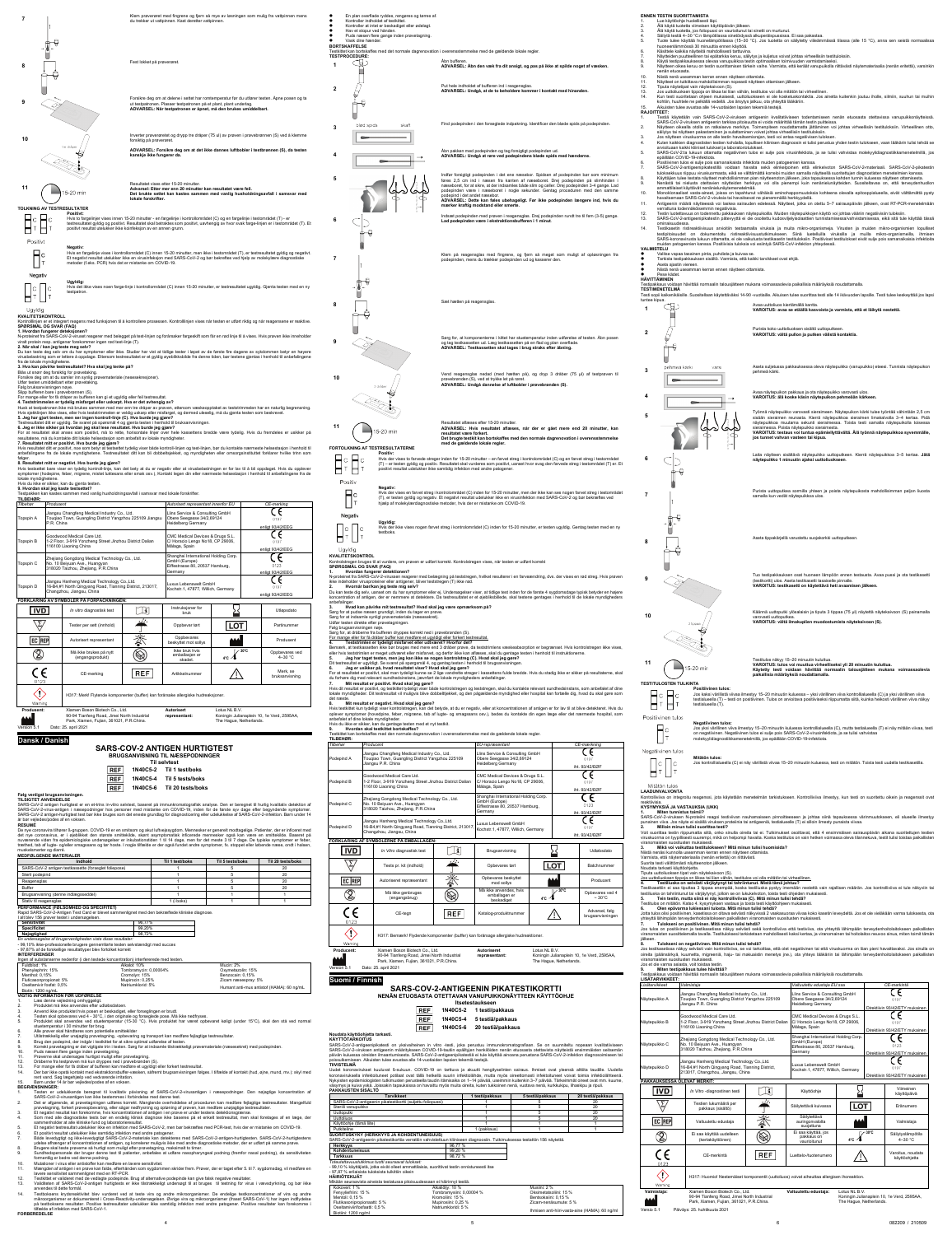**7** Klem prøverøret med fingrene og fjern så mye av løsningen som mulig fra vattpinnen mens du trekker ut vattpinnen. Kast deretter vattpinnen.

**8** Fest lokket på prøverøret.

**9** Forsikre deg om at delene i settet har romtemperatur før du utfører testen. Åpne posen og ta ut testpatronen. Plasser testpatronen på et plant, planert underlag.
**ADVARSEL: Når testpatronen er åpnet, må den brukes umiddelbart.**

**10** Inverter prøverøret og trygg tre dråper (75 µl) av prøven i prøvebrønnen (S) ved å klemme forsiktig på prøverøret.
**ADVARSEL: Forsikre deg om at det ikke dannes luftbobler i testbrønnen (S), da teste kanskje ikke fungerer da.**

**11** 15-20 min
Resultatet vises etter 15-20 minutter.
**Advarsel: Etter mer enn 20 minutter kan resultatet være feil.**
**Det brukte settet kan kastes sammen med vanlig husholdningsavfall i samsvar med lokale forskrifter.**

**TOLKNING AV TESTRESULTATER**

**Positiv:**
Hvis to fargelinjer vises innen 15-20 minutter – en fargelinje i kontrollområdet (C) og en fargelinje i testområdet (T) – er testresultatet gyldig og positivt. Resultatet skal betraktes som positivt, uavhengig av hvor svak fargelinjen er i testområdet (T). Et positivt resultat utelukker ikke koinfeksjon av en annen grunn.

**Negativ:**
Hvis en fargelinje vises i kontrollområdet (C) innen 15-20 minutter, men ikke i testområdet (T), er testresultatet gyldig og negativt. Et negativt resultat utelukker ikke en virusinfeksjon med SARS-CoV-2 og bør bekreftes ved hjelp av molekylære diagnostiske metoder (f.eks. PCR) hvis det er mistanke om COVID-19.

**Ugyldig:**
Hvis det ikke vises noen farge-linje i kontrollområdet (C) innen 15-20 minutter, er testresultatet ugyldig. Gjenta testen med en ny testpatron.

**KVALITETSKONTROLL**
Kontrollinjen er et integrert reagens med funksjonen til å kontrollere prosessen. Kontrollinjen vises når testen er utført riktig og når reagensene er reaktive.

**SPØRSMÅL OG SVAR (FAQ)**

**1. Hvordan fungerer deteksjonen?**
N-proteinet fra SARS-CoV-2-viruset reagerer med belegget på test-linjen og forårsaker fargeskift som fører til en rød linje til å vises. Hvis prøven ikke inneholder viralt protein resp. antigener forekommer ingen rød test-linje (T).

**2. Når skal / kan jeg teste meg selv?**
Du kan teste deg selv om du har symptomer eller ikke. Studier har vist at tidlige tester i løpet av de første fire dagene av sykdommen betyr en høyere viruskonsentrasjon. Ettersom testresultatet er et gyldig øyeblikksbilde fra denne tiden, bør testene gjentas i henhold til anbefalingene fra de lokale myndighetene.

**3. Hva kan påvirke testresultatet? Hva skal jeg tenke på?**
Bläs ut snøret deg forsiktig før prøvetaking.
Forsikre deg om at du samler inn synlig prøvemateriale (neseseskresjoner).
Utfør testen umiddelbart etter prøvetaking.
Følg bruksanvisningen nøye.
Slipp bufferen bare i prøvebrønnen (S).
For mange eller for få dråper av bufferen kan gi et ugyldig eller feil testresultat.

**4. Testteltrimmelen er tydelig misfarget eller utvenget. Hva er det avhengig av?**
Husk at testpatronen ikke må brukes sammen med mer enn tre dråper av prøven, ettersom væskevolumet av testtrimmelen har en naturlig begrensning. Hvis spekteinjen ikke vises, eller hvis testtrimmelen er veldig uklarp eller misfarget, og gjenta testen som beskrevet.

**5. Jeg har gjort testen, men ser ingen kontroll-linje (C). Hva burde jeg gjøre?**
Testresultatet blir ugyldig. Se svaret på spørsmål 4 og gjenta testen i henhold til bruksanvisningen.

**6. Jeg er ikke sikker på hvordan jeg skal lese resultatet. Hva burde jeg gjøre?**
For at resultatet skal anses som positivt, må to rette, horisontale linjer over hele kassettens bredde være tydelige. Hvis du fremdeles er usikker på resultatene, må du kontakte ditt lokale helsesenter som anbefalt av lokale myndigheter.

**7. Resultatet mitt er positivt. Hva burde jeg gjøre?**
Hvis resultatet er positivt, ses som betyr at testsettet tydelig viser både kontroll-linjen og test-linjen, bør du kontakte nærmeste helsestasjon i henhold til anbefalingene fra de lokale myndighetene. Testresultatet ditt kan bli dobbeltsjekket, og myndighetene vil eller omsorgsinstituttet forklarer hvilke trinn som følger.

**8. Resultatet mitt er negativt. Hva burde jeg gjøre?**
Hvis testresultatet bare viser en tydelig kontroll-linje, kan det tyde at du er negativ eller at virusbelastningen er for lav til å bli oppdaget. Hvis du opplever symptomer (hodepine, feber, migrene, mistet luktesans eller smak osv.), Kontakt legen din eller nærmeste helsestasjon i henhold til anbefalingene fra de lokale myndighetene.
Hvis du ikke er sikker, kan du gjenta testen.

**9. Hvordan skal jeg kaste testsettet?**
Testpakken kan kastes sammen med vanlig husholdningsavfall i samsvar med lokale forskrifter.

**TILBEHØR:**

| Tilbehør | Produsent | Autorisert representant innenfor EU | CE-merking |
|---|---|---|---|
| Topspin A | Jiangsu Changfeng Medical Industry Co., Ltd. Touqiao Town, Guangling District Yangzhou 225109 Jiangsu P.R. China | Llins Service & Consulting GmbH Obere Seegasse 34/2,69124 Heidelberg Germany | CE 0197 enligt 93/42/EEG |
| Topspin B | Goodwood Medical Care Ltd. 1-2 Floor, 3-919 Yonzheng Street, Jinzhou District Dalian 116100 Liaoning China | CMC Medical Devices & Drugs S.L. C/ Horacio Lengo No18, CP 29006, Málaga, Spain | CE 0197 enligt 93/42/EEG |
| Topspin C | Zhejiang Gongdong Medical Technology Co., Ltd. No. 10 Beiyuan Ave., Huangyan 318020 Taizhou, Zhejiang, P.R.China | Shanghai International Holding Corp. GmbH (Europe) Eiffestrasse 80, 20537 Hamburg, Germany | CE 0123 enligt 93/42/EEG |
| Topspin D | Jiangsu Hanheng Medical Technology Co. Ltd. 16-84 #1 North Qingyang Road, Tianning District, 213017, Changzhou, Jiangsu, China | Luxus Lebenswelt GmbH Kochstr.1, 47877, Willich, Germany | CE enligt 93/42/EEG |

**FORKLARING AV SYMBOLER PÅ FORPAKNINGEN:**

| | | | | | |
|---|---|---|---|---|---|
| IVD | In vitro diagnostisk test | | Instruksjoner for bruk | | Utløpsdato |
| | Tester per sett (innhold) | | Oppbevar tørt | LOT | Partinummer |
| EC REP | Autorisert representant | | Oppbevares beskyttet mot sollys | | Produsent |
| | Må ikke brukes på nytt (engangsprodukt) | | Ikke bruk hvis emballasjen er skadet. | 4°C–30°C | Oppbevares ved 4–30 °C |
| CE 0123 | CE-merking | REF | Artikkelnummer | | Merk; se bruksanvisning |
| Warning | H317: Merkit Flytende komponenter (buffer) kan forårsake allergiske hudreaksjoner. | | | | |

| | | | |
|---|---|---|---|
| Produsent: | Xiamen Boson Biotech Co., Ltd. 90-94 Tianfeng Road, Jimei North Industrial Park, Xiamen, Fujian, 361021, P.R.China. | Autorisert representant: | Lotus NL B.V. Koningin Julianaplein 10, 1e Verd, 2595AA, The Hague, Netherlands. |

Version 3.1 Dato: 25. april 2021

## Dansk / Danish

# SARS-COV-2 ANTIGEN HURTIGTEST
### BRUGSANVISNING TIL NÆSEPODNINGER
### Til selvtest

| | | |
|---|---|---|
| REF | 1N40C5-2 | Til 1 test/boks |
| REF | 1N40C5-4 | Til 5 tests/boks |
| REF | 1N40C5-6 | Til 20 tests/boks |

**Følg venligst brugsanvisningen.**

**TILSIGTET ANVENDELSE**
SARS-CoV-2 antigen hurtigtest er en eit-trin in-vitro selvtest, baseret på immunkromatografisk analyse. Den er beregnet til hurtig kvalitativ detektion af SARS-CoV-2-virus-antigen i næsepodninger hos personer med mistanke om COVID-19, inden for de første syv dage efter symptomdebut. SARS-CoV-2 antigen-hurtigtest bør ikke bruges som det eneste grundlag for diagnosticering eller udelukkelse af SARS-CoV-2-infektion. Børn under 14 år bør vejledes/podes af en voksen.

**RESUMÉ**
De nye coronavirus tilhører β-gruppen. COVID-19 er en smitsom og akut luftvejssygdom. Mennesker er generelt modtagelige. Patienter, der er inficeret med det nye coronavirus, er i øjeblikket den største smittekilde; asymptomatisk inficerede mennesker også kan være en smittekilde. Baseret på nuværende epidemiologiske undersøgelser er inkubationstiden 1 til 14 dage, men for det meste 3 til 7 dage. De typiske symptomer er feber, træthed, tab af lugte- og/eller smagssans og tør hoste. I nogle tilfælde er der også tilstoppet næse, løbende næse, ondt i halsen, muskelsmerter og diarré.

**MEDFØLGENDE MATERIALER**

| Indhold | Til 1 test/boks | Til 5 tests/boks | Til 20 tests/boks |
|---|---|---|---|
| SARS-CoV-2 antigen testkassette (forseglet foliepose) | 1 | 5 | 20 |
| Steril podepind | 1 | 5 | 20 |
| Reagensglas | 1 | 5 | 20 |
| Buffer | 1 | 5 | 20 |
| Brugsanvisning (denne indlægsseddel) | 1 | 1 | 1 |
| Stativ til reagensglas | / | 1 (boks) | 1 |

**PERFORMANCE (FØLSOMHED OG SPECIFITET)**
Rapid SARS-CoV-2-Antigen Test Card er blevet sammenlignet med den bekræftede kliniske diagnose.
I alt blev 156 prøver testet i undersøgelsen.

| | |
|---|---|
| Sensitivitet | 96,77% |
| Specificitet | 99,20% |
| Nøjagtighed | 98,72% |

*En undersøgelse af brugervenligheden viste disse resultater:*
- 99,10% ikke-professionelle brugere gennemførte testen selvstændigt med succes
- 97,87% af de forskellige resultattyper blev fortolket korrekt

**INTERFERENSER**
Ingen af substanserne nedenfor i den testede koncentration) interfererede med testen.

| | | |
|---|---|---|
| Fuldblod: 1% | Alkohol: 10% | Mucin: 2% |
| Phenylephrin: 15% | Tombramycin: 0,00004% | Oxymetazolin: 15% |
| Menthol: 0,15% | Cromolyn: 15% | Benzocain: 0,15% |
| Fluticasonpropionat: 5% | Mupirocin: 0,25% | Zicam næsespray: 5% |
| Oseltamivir fosfat: 0,5% | Natriumklorid: 5% | Humant anti-mus antistof (HAMA): 60 ng/mL |
| Biotin: 1200 ng/mL | | |

**VIGTIG INFORMATION FOR UDFØRELSE**
1. Læs denne vejledning omhyggeligt.
2. Produktet må ikke anvendes efter udløbsdatoen.
3. Anvend ikke produktet hvis posen er beskadiget, eller forseglingen er brudt.
4. Testen skal opbevares ved 4 - 30°C, i den originale og forseglede pose. Må ikke nedfryses.
5. Produktet skal anvendes ved stuetemperatur (15-30 °C). Hvis produktet har været opbevaret køligt (under 15°C), skal det stå ved normal stuetemperatur i 30 minutter før brug.
6. Alle prøver skal håndteres som potentielle smitsebærer.
7. Utilstrækkelig eller unøjagtig prøvetagning, -opbevaring og transport kan medføre falske testresultater.
8. Brug den podepind, der indgår i testsættet for at sikre optimal udførelse af testen.
9. Korrekt prøvetagning er det vigtigste trin i testen. Sørg for at indsamle tilstrækkeligt prøvemateriale (næsesekret) med podepinden.
10. Puds næsen flere gange inden prøvetagning.
11. Prøverne skal undersøges hurtigst muligt efter prøvetagning.
12. Dråberne fra testprøven må kun dryppes ned i prøvebrønden (S).
13. For mange eller for få dråber af bufferen kan medføre et ugyldigt eller forkert testresultat.
14. Der bør ikke opstå kontakt med ekstraktionsbuffer-væsken, såfremt brugsanvisningen følges. I tilfælde af kontakt (hud, øjne, mund, m.v.) skal med rent vand. Søg lægehjælp ved vedvarende irritation.
15. Mulig svag nærmest ikke kan være aktive nærliggende lokalt
16. Børn under 14 år bør vejledes/podes af en voksen.

**BEGRÆNSNINGER:**
1. Testen er udelukkende beregnet til kvalitativ påvisning af SARS-CoV-2-virusantigen i næsepodninger. Den nøjagtige koncentration af SARS-CoV-2-virusantigen kan ikke bestemmes i forbindelse med denne test.
2. Det er afgørende, at prøvetagningen udføres korrekt. Manglende overholdelse af proceduren kan medføre fejlagtige testresultater. Mangelfuld prøvetagning, forkert prøveopbevaring, eller nigger nedfrysning og optøning af prøven, kan medføre unøjagtige testresultater.
3. Et negativt resultat kan forekomme, hvis koncentrationen af antigen i en prøve er under testens detektionsgrænse.
4. Som med alle diagnostiske tests, bør en endelig klinisk diagnose ikke baseres på et enkelt testresultat, men skal træffes af en læge, der sammenholder dette med alle kliniske fund og laboratorieresultater.
5. Et negativt testresultat udelukker ikke infektion med SARS-CoV-2, men bør bekræftes med PCR-test, hvis der er mistanke om COVID-19.
6. Et positivt resultat udelukker ikke samtidig infektion med andre patogener.
7. Både levedygtigt og ikke-levedygtigt SARS-CoV-2-coronavirus kan detekteres med SARS-CoV-2-antigen-hurtigtesten. SARS-CoV-2-hurtigtestens ydelse afhænger af koncentrationen af antigen, og korrelerer muligvis ikke med andre diagnostiske metoder, der er udført på samme prøve.
8. Brugere skal teste prøverne så hurtigt som muligt efter prøvetagning, maksimalt to timer.
9. Sundhedspersonale der bruger denne test til patienter, anbefales at udføre næsepharyngeal podning (fremfor nasal podning), da sensitiviteten formentlig er højere ved denne podning.
10. Monoklonale f virus eller antistoffer kan blokere en ikke-sensitivitet.
11. Mængden af antigen i en prøve kan falde, efterhånden som sygdommen skrider frem. Prøver, der er taget efter 5. til 7. sygdomsdag, vil medføre en lavere sensitivitet sammenlignet med RT-PCR.
12. Testkittet er valideret med de vedlagte podepinde. Brug af alternative podepinde kan give falsk negative resultater.
13. Validiteten af SARS-CoV-2-antigen hurtigtesten er ikke tilstrækkeligt undersøgt til at bekræfte t/s testning for virus i næsesekret, som ikke anvendes til dette formål.
14. Testresultatets krydsreaktivitet blev vurderet ved at teste vira og andre mikroorganismer. De endelige testkoncentrationer af vira og andre mikroorganismer er dokumenteret i Cross-Reactivity-undersøgelsen. Øvrige vira og mikroorganismer (fraset SARS-CoV-1) har ingen indflydelse på testresultaterne. Positive testresultater udelukker ikke samtidig infektion med andre patogener. Positive resultater kan forekomme i tilfælde af infektion med SARS-CoV-1.

**FORBEREDELSE**
- En plan overflade rydes, rengøres og tørres af.
- Kontroller indholdet af testsættet.
- Kontroller at intet er beskadiget eller ødelagt.
- Hav et stopur ved hånden.
- Puds næsen flere gange inden prøvetagning.
- Vask dine hænder.

**BORTSKAFFELSE**
Testsættet kan bortskaffes med det normale dagrenovation i overensstemmelse med de gældende lokale regler.

**TESTPROCEDURE:**

**1** Åbn bufferen.
**ADVARSEL: Åbn den væk fra dit ansigt, og pas på ikke at spilde noget af væsken.**

**2** Put hele indholdet af bufferen ind i reagensglas.
**ADVARSEL: Undgå, at de to beholdere kommer i kontakt med hinanden.**

**3** Find podepinden i den forseglede indpakning. Identificer den bløde spids på podepinden.

**4** Åbn pakken med podepinden og tag forsigtigt podepinden ud.
**ADVARSEL: Undgå at røre ved podepindens bløde spids med hænderne.**

**5** Indfør forsigtigt podepinden i det ene næsebor. Spidsen af podepinden bør som minimum føres 2,5 cm ind i næsen fra kanten af næseboret. Drej podepinden på en forside af næseboret, for at sikre, at der indsamles både slim og celler. Drej podepinden 3-4 gange. Lad podepinden være i næseboret i nogle sekunder. Gentag proceduren med den samme podepind i det andet næsebor.
**ADVARSEL: Dette kan føles ubehageligt. Før ikke podepinden længere ind, hvis du mærker kraftig modstand eller smerte.**

**6** Indsæt podepinden med prøven i reagensglas. Drej podepinden rundt tre til fem (3-5) gange.
**Lad podepinden være i ekstraktionsbufferen i 1 minut.**

**7** Klem på reagensglas med fingrene, og fjern så meget som muligt af opløsningen fra podepinden, mens du trækker podepinden ud og kasserer den.

**8** Sæt hætten på reagensglas.

**9** Sørg for, at komponenterne i kittet har stuetemperatur inden udførelse af testen. Åbn posen og tag testkassetten ud. Læg testkassetten på en flad og plan overflade.
**ADVARSEL: Testkassetten skal tages i brug straks efter åbning.**

**10** Vend reagensglas nedad (med hætten på), og drop 3 dråber (75 µl) af testprøven til prøvebrønden (S), ved at trykke let på røret.
**ADVARSEL: Undgå dannelse af luftbobler i prøvebrønden (S).**

**11** 15-20 min
Resultatet aflæses efter 15-20 minutter.
**ADVARSEL: Hvis resultatet aflæses, når der er gået mere end 20 minutter, kan resultatet være forkert.**
**Det brugte testkit kan bortskaffes med den normale dagrenovation i overensstemmelse med de gældende lokale regler.**

**FORTOLKNING AF TESTRESULTATERNE**

**Positiv:**
Hvis der vises to farvede streger inden for 15-20 minutter – en farvet streg i kontrolområdet (C) og en farvet streg i testområdet (T) – er testen gyldig og positiv. Resultatet skal vurderes som positivt, uanset hvor svag den farvede streg i testområdet (T) er. Et positivt resultat udelukker ikke samtidig infektion med andre patogener.

**Negativ:**
Hvis der vises en farvet streg i kontrolområdet (C) inden for 15-20 minutter, men der ikke kan ses nogen farvet streg i testområdet (T), er testen gyldig og negativ. Et negativt resultat udelukker ikke infektion med SARS-CoV-2 og skal bekræftes ved hjælp af molekylærdiagnostiske metoder (f.eks. PCR), hvis der er mistanke om COVID-19.

**Ugyldig:**
Hvis der ikke ses nogen farvet streg i kontrolområdet (C) inden for 15-20 minutter, er testen ugyldig. Gentag testen med en ny testboks.

**KVALITETSKONTROL**
Kontrolstregen bruges til at vurdere, om prøven er udført korrekt. Kontrolstregen vises, når testen er udført korrekt.

**SPØRGSMÅL OG SVAR (FAQ)**

**1. Hvordan fungerer detektionen?**
N-proteinet fra SARS-CoV-2-virusset reagerer med belægning på teststregen, hvilket resulterer i en farveændring, dvs. der vises en rød streg. Hvis prøven ikke indeholder viralprotein eller antigener, bliver teststregen (T) ikke rød.

**2. Hvornår bør/kan jeg teste mig selv?**
Du kan teste dig selv, uanset om du har symptomer eller ej. Undersøgelser viser, at tidlige test inden for de første fire dage af sygdommen betyder en højere koncentration af antigen, der er nemmere at detektere. Da testresultatet er et øjebliksbillede, bør testen gentages i henhold til de lokale myndigheders anbefalinger.

**3. Hvad kan påvirke mit testresultat? Hvad skal jeg være opmærksom på?**
Sørg for at pudse næsen grundigt, inden du tager en prøve.
Sørg for at indsamle synligt prøvemateriale (næsesekret).
Udfør testen direkte efter prøvetagningen.
Følg brugsanvisningen nøje.
Sørg for, at dråberne fra bufferen dryppes korrekt ned i prøvebrønden (S).
For mange eller for få dråber buffer kan medføre et ugyldigt eller forkert testresultat.

**4. Teststrimlen er tydeligt misfarvet eller udtværet. Hvorfor det?**
Bemærk, at testkassetten ikke bør bruges med mere end 3 dråber prøve, da testkassettens væskekapacitet er begrænset. Hvis kontrolstregen ikke vises, eller hvis teststrimlen er utydeligt eller misfarvet, og derfor ikke kan aflæses, skal du gentage testen i henhold til instruktionerne.

**5. Jeg har taget testen, men jeg kan ikke se nogen kontrolstreg (C). Hvad skal jeg gøre?**
Dit testresultat er ugyldigt. Se svaret på spørgsmål 4, og gentag testen i henhold til brugsanvisningen.

**6. Jeg er usikker på, hvad resultatet viser? Hvad skal jeg gøre?**
For at resultatet er positivt, skal man tydeligt kunne se 2 lige vandrette streger i kassettens fulde bredde. Hvis du stadig er usikker på resultatet, skal du forhøre dig med lokalt sundhedscenter, jævnført de lokale myndigheders anbefalinger.

**7. Mit resultat er positivt. Hvad skal jeg gøre?**
Hvis dit resultat er positivt, og testkittet tydeligt viser både kontrolstregen og teststregen, skal du kontakte relevant sundhedsinstans, som anbefalet af dine lokale myndigheder. Dit testresultat vil muligvis blive dobbelttjekket, og den pågældende myndighed eller hospital kan forklare dig, hvad du skal gøre.

**8. Mit resultat er negativt. Hvad skal jeg gøre?**
Hvis testkittet kun tydeligt viser kontrolstregen, kan det betyde, at du er negativ, eller at koncentrationen af antigen er for lav til at blive detekteret. Hvis du oplever symptomer (hovedpine, feber, migræne, tab af lugte- og smagssans osv.), bedes du kontakte din egen læge eller det nærmeste hospital, som anbefalet af dine lokale myndigheder.
Hvis du ikke er sikker, kan du gentage testen med et nyt testkit.

**9. Hvordan skal jeg bortskaffe testkittet?**
Testkittet kan bortskaffes med den normale dagrenovation i overensstemmelse med de gældende lokale regler.

**TILBEHØR:**

| Tilbehør | Producent | EU-repræsentant | CE-mærkning |
|---|---|---|---|
| Podepind A | Jiangsu Changfeng Medical Industry Co., Ltd. Touqiao Town, Guangling District Yangzhou 225109 Jiangsu P.R. China | Llins Service & Consulting GmbH Obere Seegasse 34/2,69124 Heidelberg Germany | CE 0197 iht. 93/42/EØF |
| Podepind B | Goodwood Medical Care Ltd. 1-2 Floor, 3-919 Yonzheng Street Jinzhou District Dalian 116100 Liaoning China | CMC Medical Devices & Drugs S.L. C/ Horacio Lengo No18, CP 29006, Málaga, Spain | CE 0197 iht. 93/42/EØF |
| Podepind C | Zhejiang Gongdong Medical Technology Co., Ltd. No. 10 Beiyuan Ave., Huangyan 318020 Taizhou, Zhejiang, P.R.China | Shanghai International Holding Corp. GmbH (Europe) Eiffestrasse 80, 20537 Hamburg, Germany | CE 0123 iht. 93/42/EØF |
| Podepind D | Jiangsu Hanheng Medical Technology Co.,Ltd. 16-84 #1 North Qingyang Road, Tianning District, 213017, Changzhou, Jiangsu, China | Luxus Lebenswelt GmbH Kochstr.1, 47877, Willich, Germany | CE iht. 93/42/EØF |

**FORKLARING AF SYMBOLERNE PÅ EMBALLAGEN:**

| | | | | | |
|---|---|---|---|---|---|
| IVD | In vitro diagnostisk test | | Brugsanvisning | | Udløbsdato |
| | Tests pr. kit (indhold) | | Opbevares tørt | LOT | Batchnummer |
| EC REP | Autoriseret repræsentant | | Opbevares beskyttet mod sollys | | Producent |
| | Må ikke genbruges (engangsbrug) | | Må ikke anvendes, hvis emballagen er beskadiget | 4°C–30°C | Opbevares ved 4 – 30°C |
| CE 0123 | CE-tegn | REF | Katalog-produktnummer | | Advarsel, følg brugsanvisningen |
| Warning | H317: Bemærk! Flydende komponenter (buffer) kan forårsage allergiske hudreaktioner. | | | | |

| | | | |
|---|---|---|---|
| Producent: | Xiamen Boson Biotech Co., Ltd. 90-94 Tianfeng Road, Jimei North Industrial Park, Xiamen, Fujian, 361021, P.R.China. | Autoriseret repræsentant: | Lotus NL B.V. Koningin Julianaplein 10, 1e Verd, 2595AA, The Hague, Netherlands. |

Version 3.1 Dato: 25. april 2021

## Suomi / Finnish

# SARS-COV-2-ANTIGEENIN PIKATESTIKORTTI
### NENÄN ETUOSASTA OTETTAVAN VANUPUIKKONÄYTTEEN KÄYTTÖOHJE
### Itsetestaukseen

| | | |
|---|---|---|
| REF | 1N40C5-2 | 1 testi/pakkaus |
| REF | 1N40C5-4 | 5 testiä/pakkaus |
| REF | 1N40C5-6 | 20 testiä/pakkaus |

**Noudata käyttöohjeita tarkasti.**

**KÄYTTÖTARKOITUS**
SARS-CoV-2-antigeenin pikatestikortti on yksivaiheinen in vitro -testi, joka perustuu immunokromatografiaan. Se on suunniteltu nopeaan kvalitatiiviseen SARS-CoV-2-virusantigeenin havaitsemiseen COVID-19-tautiin epäillyn henkilön nenän etuosasta otettavista vanupuikkonäytteistä ensimmäisen seitsemän päivän kuluessa oireiden ilmaantumisesta. SARS-CoV-2-antigeenin pikatestiä ei saa käyttää ainoana perusteena SARS-CoV-2-infektion diagnosoimiseen tai poissulkemiseen. Aikuisen tulee avustaa alle 14-vuotiaiden lapsien näytteen otossa.

**TIIVISTELMÄ**
Uudet koronavirukset kuuluvat β-sukuun. COVID-19 on tarttuva ja akuutti hengitystieinfektion sairaus. Ihmiset ovat yleensä alttiita taudille. Uudella koronaviruksella infektoituneet potilaat ovat tällä hetkellä suurin infektiolähde, myös oireettomat infektoituneet voivat toimia infektiolähteenä. Nykyisten epidemiologisten tutkimusten perusteella itämisaika on 1–14 päivää, useimmiten kuitenkin 3–7 päivää. Tärkeimmät oireet ovat kuume, väsymys, haju- ja makuaistin menetys ja kuiva yskä. Joissakin tapauksissa on havaittu myös nenän tukkoisuutta, nuhaa, kurkkukipua, lihaskipua ja ripulia.

**PAKKAUKSEN SISÄLTÖ**

| Tarvikkeet | 1 testi/pakkaus | 5 testiä/pakkaus | 20 testiä/pakkaus |
|---|---|---|---|
| SARS-CoV-2-antigeenin pikatestikortti (sujetttu foliopussi) | 1 | 5 | 20 |
| Steriili vanupuikko | 1 | 5 | 20 |
| Uuttoputki | 1 | 5 | 20 |
| Uuttoliuos | 1 | 5 | 20 |
| Käyttöohje (tämä liite) | 1 | 1 | 1 |
| Putkiteline | / | 1 (pakkaus) | 1 |

**SUORITUSKYKY (HERKKYYS JA KOHDENTUNEISUUS)**
SARS-CoV-2-antigeenin pikatestikorttia verrattiin vahvistettuun kliiniseen diagnoosiin. Tutkimuksessa testattiin 156 näytettä.

| | |
|---|---|
| Herkkyys | 96,77 % |
| Kohdentuneisuus | 99,20 % |
| Tarkkuus | 98,72 % |

*Käytettävyystutkimus tuotti seuraavat tulokset:*
- 99,10 % käyttäjistä, jotka eivät olleet ammattilaisia, suorittivat testin onnistuneesti itse
- 97,87 % erilaisista tuloksista tulkittiin oikein

**HÄIRIÖTEKIJÄT**
Mikään seuraavista aineista testatuissa pitoisuuksissa ei häirinnyt testiä.

| | | |
|---|---|---|
| Kokoveri: 1 % | Alkoholi: 10 % | Musiini: 2 % |
| Fenyyliefriini: 15 % | Tombramysiini: 0,00004 % | Oksimetatsoliini: 15 % |
| Mentoli: 0,15 % | Kromoliini: 15 % | Bentsokaiini: 0,15 % |
| Flutikasonipropionaatti: 5 % | Mupirosiini: 0,25 % | Zicam-nenäsumute: 5 % |
| Oseltamiviirifosfaatti: 0,5 % | Natriumkloridi: 5 % | Ihmisen anti-hiiri-vasta-aine (HAMA): 60 ng/ml |
| Biotiini: 1200 ng/ml | | |

**ENNEN TESTIN SUORITTAMISTA**
1. Lue käyttöohje huolellisesti läpi.
2. Älä käytä tuotetta viimeisen käyttöpäivän jälkeen.
3. Älä käytä tuotetta, jos foliopussi on vaurioitunut tai sinetti on murtunut.
4. Säilytä testiä 4–30 °C:n lämpötilassa sinetöidyssä alkuperäispussissa. Ei saa pakastaa.
5. Tuote tulee käyttää huoneenlämpötilassa (15–30 °C). Jos tuotetta on säilytetty viileämmässä tilassa (alle 15 °C), anna sen asettua normaaliin huoneenlämpötilaan 30 minuutin ajan ennen käyttöä.
6. Käsittele kaikkia näytteitä mahdollisesti tartuntavaarallisina.
7. Riittämätön, epätarkka näytteenotto, -säilytys ja -kuljetus voi johtaa vääriin testituloksiin.
8. Käytä testipakkauksessa olevaa vanupuikkoa testin optimaalisen toimivuuden varmistamiseksi.
9. Näytteen oikea keruu on testin suorittamisen tärkein vaihe. Varmista, että keräät riittävästi näytemateriaalia (nenän eritettä), vanupuikon nenän etuosasta.
10. Niistä nenä useamman kerran ennen näytteen ottamista.
11. Näytteet on tutkittava mahdollisimman nopeasti näytteen ottamisen jälkeen.
12. Tipuuta näytepisarat vain näytekaivoon (S).
13. Jos uuttoliuoksen tippoja on liikaa tai liian vähän, testituloksista voi tulla mitätön tai virheellinen.
14. Kun testi suoritetaan ohjeen mukaisesti, uuttoliuoksen ei tule koskettaa ihoa. Jos uuttoliuosta kuitenkin joutuu iholle, silmiin, suuhun tai muihin kohtiin, huuhtele ne pelkällä vedellä. Jos ärsytys jatkuu, ota yhteyttä lääkäriin.
15. Aikuisen tulee avustaa alle 14-vuotiaiden lapsien tekemää testiä.

**RAJOITTEET:**
1. Testiä käytetään vain SARS-CoV-2-viruksen antigeenin kvalitatiiviseen toteamiseen nenän etuosasta otettavissa vanupuikkonäytteissä. SARS-CoV-2-viruksen antigeenin tarkkaa pitoisuutta ei voida määrittää tämän testin puitteissa.
2. Näytteen oikealla otolla on ratkaiseva merkitys. Toimenpiteen noudattamatta jättäminen voi johtaa virheellisiin testituloksiin. Virheellinen otto, säilytys tai näytteen pakastaminen ja sulattaminen voivat johtaa virheellisiin testituloksiin.
3. Jos näytteen viruskuorma on alle testin havaitsemisrajan, testi voi antaa negatiivisen tuloksen.
4. Kuten kaikkien diagnostisten testien kohdalla, lopullisen kliinisen diagnoosin ei tulisi perustua yhden testin tulokseen, vaan lääkärin tulisi tehdä se arvioituaan kaikki kliiniset tulokset ja laboratoriotulokset.
5. SARS-CoV-2:n tulisi tukea ultimaatta negatiivinen tulos ei sulje pois virusinfektiota, ja se tulisi vahvistaa molekyylidiagnostiikkamenetelmillä, jos epäillään COVID-19-infektiota.
6. Positiivinen tulos ei sulje pois samanaikaista infektiota muiden patogeenien kanssa.
7. SARS-CoV-2-antigeenipikatestillä voidaan havaita sekä elinkelpoinen että elinkelvoton SARS-CoV-2-materiaali. SARS-CoV-2-pikatestin suorituskyky riippuu virusantigeenin määrästä, eikä se välttämättä korreloi muiden samalla näytteellä suoritettujen diagnostisten menetelmien kanssa.
8. Käyttäjien tulee testata näytteet mahdollisimman pian näytteenoton jälkeen, joka tapauksessa kahden tunnin kuluessa näytteen ottamisesta.
9. Nenästä tai nielusta otettavien näytteiden herkkyys voi olla parempaa kuin nenäsivelynäytteissä, minkä vuoksi terveydenhuollon ammattilaiset käyttävät nenänielunäytteenottoa.
10. Monoklonaaliset vasta-aineet, joissa on tapahtunut vähäisiä aminohappomuutoksia kohteena olevalla epitooppialueella, eivät välttämättä pysty havaitsemaan SARS-CoV-2-viruksia tai havaitsevat ne pienemmällä herkkyydellä.
11. Antigeenin määrä näytteessä voi laskea sairauden edetessä. Näytteet, jotka on otettu 5–7 sairauspäivän jälkeen, ovat RT-PCR-menetelmään verrattuna todennäköisemmin negatiivisia.
12. Testin tuotteet ovat validoitu testipakkauksen näytepuikoilla. Muiden näytepuikkojen käyttö voi johtaa vääriin negatiivisiin tuloksiin.
13. SARS-CoV-2-antigeenipikatestin pätevyyttä ei ole osoitettu kudosviljelyisolaattien tunnistamisessa/vahvistamisessa, eikä sitä tule käyttää tässä ominaisuudessa.
14. Testituloksen ristireaktiivisuus arvioitiin testaamalla viruksia ja muita mikro-organismeja. Virusten ja muiden mikro-organismien lopulliset testipitoisuudet on dokumentoitu ristireaktiivisuustutkimukseen. Sinä kaikeltuilla viruksilla ja mikro-organismeilla, lukuun ottamatta SARS-CoV-1, ei ole vaikutusta testituloksiin. Positiiviset testitulokset eivät sulje pois samanaikaista infektiota muiden patogeenien kanssa. Positiiviset tulokset voi esiintyä SARS-CoV-infektion yhteydessä.

**VALMISTELU**
- Valitse vapaa tasainen pinta, puhdista ja kuivaa se.
- Tarkista testipakkauksen sisältö. Varmista, että kaikki tarvikkeet ovat ehjiä.
- Aseta ajastin valmiiksi.
- Niistä nenä useamman kerran ennen näytteen ottamista.
- Pese kädet.

**HÄVITTÄMINEN**
Testipakkaus voidaan hävittää normaalin talousjätteen mukana voimassaolevia paikallisia määräyksiä noudattamalla.

**TESTIMENETELMÄ**
Testi ovat kaikenikäisille. Suositeltava käyttöikä on 14-90-vuotiaille. Aikuisen tulee avustaa alle 14-vuotiaiden lapsien. Testi tulee keskeytettävä jos lapsi tuntee kipua.

**1** Avaa uuttoliuoe kiertämällä korkit.
**VAROITUS: avaa se etäällä kasvoista ja varmista, että et läikytä nestettä.**

**2** Puristа koko uuttoliuoksen sisältö uuttoputkeen.
**VAROITUS: Vältä putken ja pullon välistä kontaktia.**

**3** Avaa suljetussa pakkauksessa oleva näytepuikko (vanupuikko) esiesi. Tunnista näytepuikon pehmeä kärki.

**4** Avaa näytepuikon pakkaus ja ota näytepuikko varovasti ulos.
**VAROITUS: älä koske käsin näytepuikon pehmeään kärkeen.**

**5** Työnnä näytepuikko varovasti sieraimeen. Näytepuikon kärki tulee työntää vähintään 2,5 cm sisään sieraimen reunasta. Kierrä näytepuikkoa sieraimen limakalvolla 3–4 kertaa. Pidä näytepuikkoa muutama sekunti sieraimessa. Toista testi samalla näytepuikolla toisessa sieraimessa. Poista näytepuikko sieraimesta.
**VAROITUS: testaus voi tuntua epämiellyttävältä. Älä työnnä näytepuikkoa syvemmälle, jos tunnet vahvan vastuksen tai kipua.**

**6** Laita näytteen sisältävä näytepuikko uuttoputkeen. Kierrä näytepuikkoa 3–5 kertaa. **Jätä näytepuikko 1 minuutin ajaksi uuttoliuokseen.**

**7** Purista uuttoputkea sormilla yhteen ja poista näytepuikosta mahdollisimman paljon liuosta samalla kun vedät näytepuikkoa ulos.

**8** Aseta tippakärjellä varustettu suojakorkki uuttoputkeen.

**9** Tuo testipakkauksen osat huoneen lämpöön ennen testausta. Avaa pussi ja ota testikasetti (testikortti) ulos. Aseta testikasetti tasaiselle pinnalle.
**VAROITUS: Testikasetti on käytettävä heti avaamisen jälkeen.**

**10** Käännä uuttoputki ylösalaisin ja tiputa 3 tippaa (75 µl) näytettä näytekaivoon (S) painamalla varovasti uuttoputkea.
**VAROITUS: Vältä ilmakuplien muodostumista näytekaivoon (S).**

**11** 15-20 min
Testitulos näkyy 15–20 minuutin kuluttua.
**VAROITUS: tulos voi muuttua virheelliseksi yli 20 minuutin kuluttua.**
**Käytetty testi voidaan hävittää normaalin talousjätteen mukana voimassaolevia paikallisia määräyksiä noudattamalla.**

**TESTITULOSTEN TULKINTA**

**Positiivinen tulos:**
Jos kaksi värillistä viivaa ilmestyy 15–20 minuutin kuluessa – yksi värillinen viiva kontrollialueella (C) ja yksi värillinen viiva testialueella (T) – testi on positiivinen. Tulos on arvioitava positiiviseksi riippumatta siitä, kuinka heikosti värillinen viiva näkyy testialueella (T).

**Negatiivinen tulos:**
Jos yksi värillinen viiva ilmestyy 15–20 minuutin kuluessa kontrollialueelle (C), mutta testialueella (T) ei näy mitään viivaa, testi on negatiivinen. Negatiivinen tulos ei sulje pois SARS-CoV-2-infektiota ja se pitäisi varmistaa molekyylidiagnostiikkamenetelmillä, jos epäillään COVID-19-infektiota.

**Mitätön tulos:**
Jos kontrollialueelle (C) ei näy värillistä viivaa 15–20 minuutin kuluessa, testi on mitätön. Toista testi uudella testikortilla.

**LAADUNVALVONTA**
Kontrolliviiva on integroitu reagenssi, jota käytetään menetelmän tarkistukseen. Kontrolliviiva ilmestyy, kun testi on suoritettu oikein ja reagenssit ovat reaktiivisia.

**KYSYMYKSIÄ JA VASTAUKSIA (UKK)**

**1. Miten tunnistus toimii?**
SARS-CoV-2-viruksen N-proteiini reagoi testiviivan muutamaksen pinnoitteeseen ja johtaa siinä tapauksessa värimuutokseen, eli esiintyy punainen viiva. Jos näyte ei sisällä virusten proteiinia tai antigeenia, testialueelle (T) ei silloin ilmesty punaista viivaa.

**2. Milloin minun tulisi testata itseni?**
Voit suorittaa testin riippumatta siitä, onko sinulla oireita tai ei. Tutkimukset osoittavat, että 4 ensimmäisen sairauspäivän aikana suoritettujen testien viruskuorma on tyypillisesti suurempi. Koska testitulos on vain hetken voimassa oleva tilannekuva, testit tulisi toistaa paikallisten viranomaisten suositusten mukaisesti.

**3. Mikä voi vaikuttaa testitulokseen? Mitä minun tulisi huomioida?**
Niistä nenäsi useamman kerran ennen näytteen ottamista.
Varmista, että näytemateriaalia (nenän eritettä) on riittävästi.
Suorita testi välittömästi näytteenoton jälkeen.
Noudata tarkasti käyttöohjeita.
Tiputa uuttoliuoksen tipat vain näytekaivoon (S).
Jos uuttoliuoksen tippoja on liikaa tai liian vähän, testitulos voi olla mitätön tai virheellinen.

**4. Testiliuska on selvästi värjäytynyt tai tahriintunut. Mistä tämä johtuu?**
Testikasettiin ei saa tiputtaa 3 tippaa enempää, koska testikasetin pystyy imemään nestettä vain rajallisen määrän. Jos kontrolliviiva ei tule näkyviin tai testiliuska on tahriintunut, värjäytynyt, jolloin sitä ei tulkita, toista testi ohjeiden mukaisesti.

**5. Tein testin, mutta siinä ei näy kontrolliviivaa (C). Mitä minun tulisi tehdä?**
Testitulos on mitätön. Katso 4. kysymyksen vastaus ja toista testi käyttöohjeen mukaisesti.

**6. Olen epävarma tuloksesta. Mitä minun tulisi tehdä?**
Jotta tulos olisi positiivinen, kasetissa on oltava selvästi näkyvissä 2 vaakasuoraa viivaa koko kasetin leveydeltä. Jos et ole vieläkään varma tuloksesta, ota yhteyttä paikalliseen terveydenhoitokeskukseen paikallisten viranomaisten suositusten mukaisesti.

**7. Tulokseni on positiivinen. Mitä minun tulisi tehdä?**
Jos tulos on positiivinen ja testikasetissa näkyy selvästi sekä kontrolliviiva että testiviiva, ota yhteyttä lähimpään terveydenhoitolaitokseen paikallisten viranomaisten suositusten mukaisesti. Testituloksesi tarkistetaan mahdollisesti uudelleen ja sinulle kerrotaan, mitä sinun tulisi tehdä seuraavaksi.

**8. Tulokseni on negatiivinen. Mitä minun tulisi tehdä?**
Jos testikasetissa näkyy selvästi vain kontrolliviiva, se voi tarkoittaa, että olet negatiivinen tai että viruskuorma on liian pieni havaittavaksi. Jos sinulla on oireita (päänsärky, kuume, migreeni, haju- tai makuaistin menetys jne.), ota yhteys lääkäriisi tai lähimpään terveydenhoitolaitokseen paikallisten viranomaisten suositusten mukaisesti.
Jos et ole varma asiasta, voit toistaa testin.

**9. Miten testipakkaus tulee hävittää?**
Testipakkaus voidaan hävittää normaalin talousjätteen mukana voimassaolevia paikallisia määräyksiä noudattamalla.

**LISÄTARVIKKEET:**

| Lisätarvikkeet | Valmistaja | Valtuutettu edustaja EU:ssa | CE-merkintä |
|---|---|---|---|
| Näytepuikko A | Jiangsu Changfeng Medical Industry Co., Ltd. Touqiao Town, Guangling District Yangzhou 225109 Jiangsu P.R. China | Llins Service & Consulting GmbH Obere Seegasse 34/2,69124 Heidelberg Germany | CE 0197 Direktiivin 93/42/ETY mukainen |
| Näytepuikko B | Goodwood Medical Care Ltd. 1-2 Floor, 3-919 Yonzheng Street Jinzhou District Dalian 116100 Liaoning China | CMC Medical Devices & Drugs S.L. C/ Horacio Lengo No18, CP 29006, Málaga, Spain | CE 0197 Direktiivin 93/42/ETY mukainen |
| Näytepuikko C | Zhejiang Gongdong Medical Technology Co., Ltd. No. 10 Beiyuan Ave., Huangyan 318020 Taizhou, Zhejiang, P.R.China | Shanghai International Holding Corp. GmbH (Europe) Eiffestrasse 80, 20537 Hamburg, Germany | CE 0123 Direktiivin 93/42/ETY mukainen |
| Näytepuikko D | Jiangsu Hanheng Medical Technology Co.,Ltd. 16-84 #1 North Qingyang Road, Tianning District, 213017, Changzhou, Jiangsu, China | Luxus Lebenswelt GmbH Kochstr.1, 47877, Willich, Germany | CE Direktiivin 93/42/ETY mukainen |

**PAKKAUKSESSA OLEVAT MERKIT:**

| | | | | | |
|---|---|---|---|---|---|
| IVD | In vitro -diagnostinen testi | | Käyttöohje | | Viimeinen käyttöpäivä |
| | Testien lukumäärä per pakkaus (sisältö) | | Säilytettävä kuivassa | LOT | Eränumero |
| EC REP | Valtuutettu edustaja | | Säilytettävä auringonvalolta suojattuna | | Valmistaja |
| | Ei saa käyttää uudelleen (kertakäyttöinen) | | Ei saa käyttää, jos pakkaus on vaurioitunut | 4°C–30°C | Säilytyslämpötila 4–30 °C |
| CE 0123 | CE-merkintä | REF | Luettelo-/tuotenumero | | Varoitus, noudata käyttöohjetta |
| Warning | H317: Huomio! Nestemäiset komponentit (uuttoliuos) voivat aiheuttaa allergisen ihoreaktion. | | | | |

| | | | |
|---|---|---|---|
| Valmistaja: | Xiamen Boson Biotech Co., Ltd. 90-94 Tianfeng Road, Jimei North Industrial Park, Xiamen, Fujian, 361021, P.R.China. | Valtuutettu edustaja: | Lotus NL B.V. Koningin Julianaplein 10, 1e Verd, 2595AA, The Hague, Netherlands. |

Versio 3.1 Päiväys: 25. huhtikuuta 2021

082209 / 210509